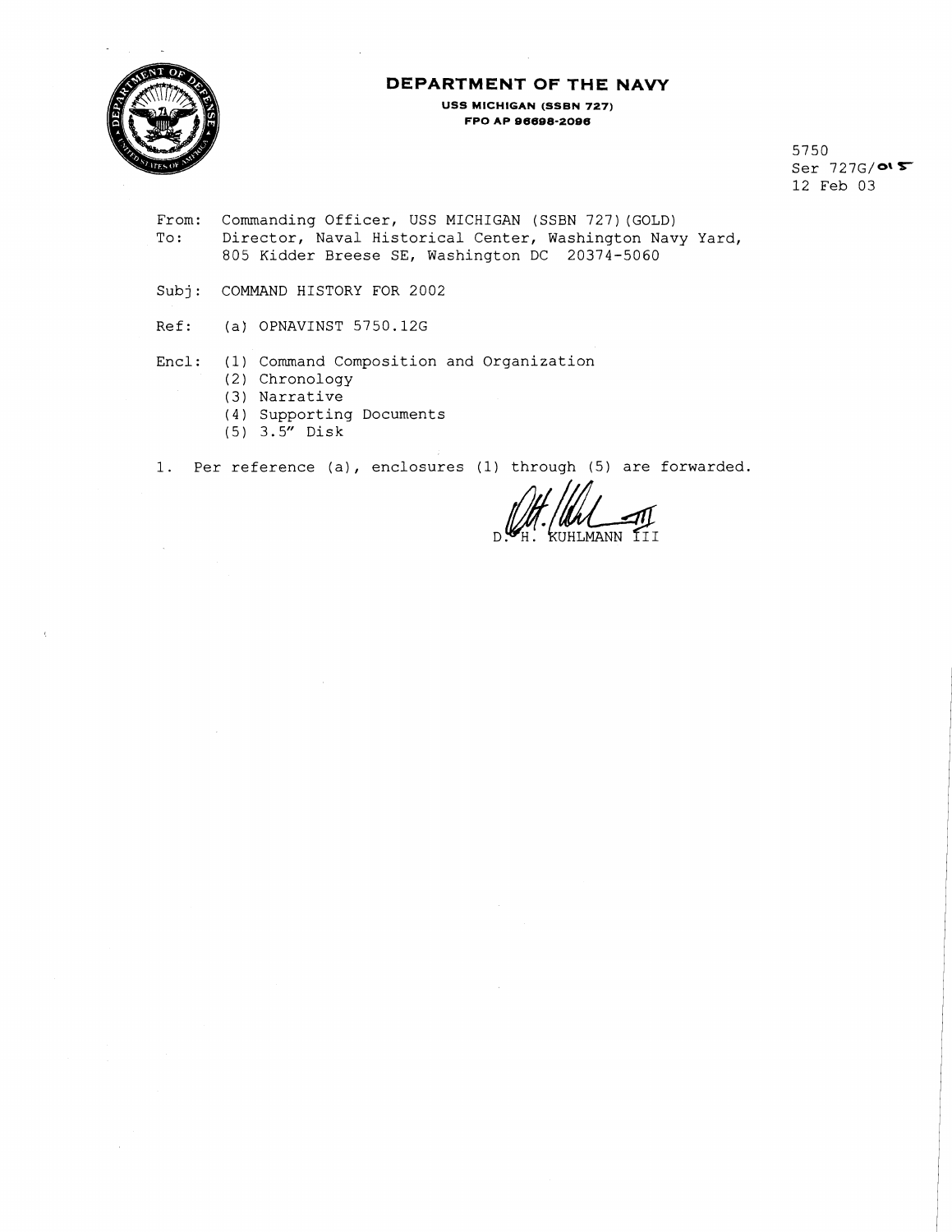# DEPARTMENT OF THE NAVY

**USS MICHIGAN (SSBN 727)**
**FPO AP 96698-2096**

5750
Ser 727G/015
12 Feb 03

From: Commanding Officer, USS MICHIGAN (SSBN 727)(GOLD)
To: Director, Naval Historical Center, Washington Navy Yard, 805 Kidder Breese SE, Washington DC 20374-5060

Subj: COMMAND HISTORY FOR 2002

Ref: (a) OPNAVINST 5750.12G

Encl: (1) Command Composition and Organization
(2) Chronology
(3) Narrative
(4) Supporting Documents
(5) 3.5" Disk

1. Per reference (a), enclosures (1) through (5) are forwarded.

D. H. KUHLMANN III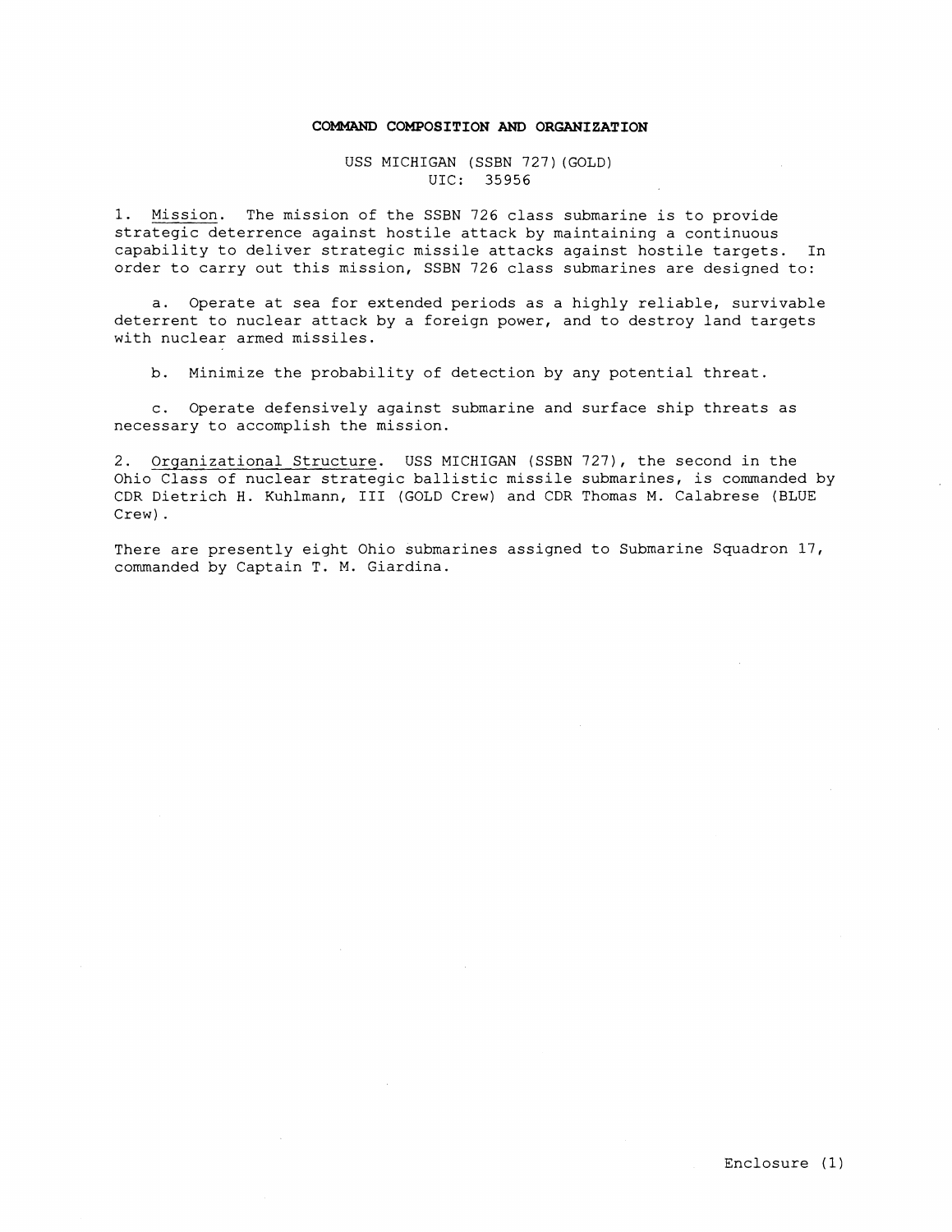**COMMAND COMPOSITION AND ORGANIZATION**

USS MICHIGAN (SSBN 727)(GOLD)
UIC: 35956

1. Mission. The mission of the SSBN 726 class submarine is to provide strategic deterrence against hostile attack by maintaining a continuous capability to deliver strategic missile attacks against hostile targets. In order to carry out this mission, SSBN 726 class submarines are designed to:

a. Operate at sea for extended periods as a highly reliable, survivable deterrent to nuclear attack by a foreign power, and to destroy land targets with nuclear armed missiles.

b. Minimize the probability of detection by any potential threat.

c. Operate defensively against submarine and surface ship threats as necessary to accomplish the mission.

2. Organizational Structure. USS MICHIGAN (SSBN 727), the second in the Ohio Class of nuclear strategic ballistic missile submarines, is commanded by CDR Dietrich H. Kuhlmann, III (GOLD Crew) and CDR Thomas M. Calabrese (BLUE Crew).

There are presently eight Ohio submarines assigned to Submarine Squadron 17, commanded by Captain T. M. Giardina.

Enclosure (1)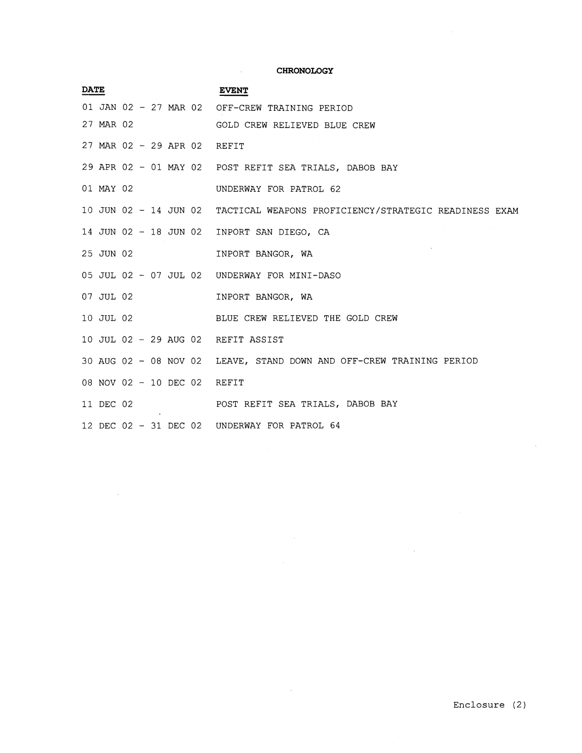## CHRONOLOGY

| DATE | EVENT |
|---|---|
| 01 JAN 02 - 27 MAR 02 | OFF-CREW TRAINING PERIOD |
| 27 MAR 02 | GOLD CREW RELIEVED BLUE CREW |
| 27 MAR 02 - 29 APR 02 | REFIT |
| 29 APR 02 - 01 MAY 02 | POST REFIT SEA TRIALS, DABOB BAY |
| 01 MAY 02 | UNDERWAY FOR PATROL 62 |
| 10 JUN 02 - 14 JUN 02 | TACTICAL WEAPONS PROFICIENCY/STRATEGIC READINESS EXAM |
| 14 JUN 02 - 18 JUN 02 | INPORT SAN DIEGO, CA |
| 25 JUN 02 | INPORT BANGOR, WA |
| 05 JUL 02 - 07 JUL 02 | UNDERWAY FOR MINI-DASO |
| 07 JUL 02 | INPORT BANGOR, WA |
| 10 JUL 02 | BLUE CREW RELIEVED THE GOLD CREW |
| 10 JUL 02 - 29 AUG 02 | REFIT ASSIST |
| 30 AUG 02 - 08 NOV 02 | LEAVE, STAND DOWN AND OFF-CREW TRAINING PERIOD |
| 08 NOV 02 - 10 DEC 02 | REFIT |
| 11 DEC 02 | POST REFIT SEA TRIALS, DABOB BAY |
| 12 DEC 02 - 31 DEC 02 | UNDERWAY FOR PATROL 64 |

Enclosure (2)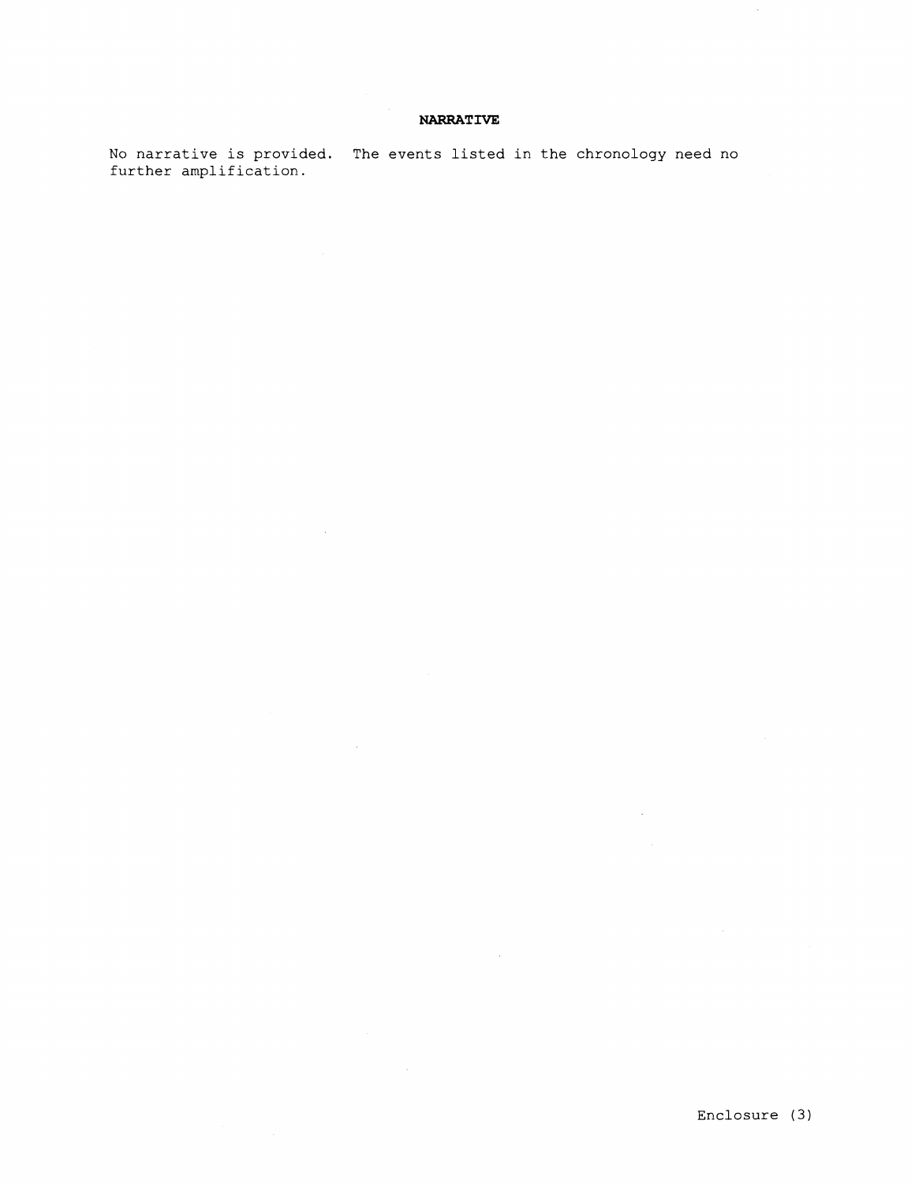## NARRATIVE

No narrative is provided. The events listed in the chronology need no further amplification.

Enclosure (3)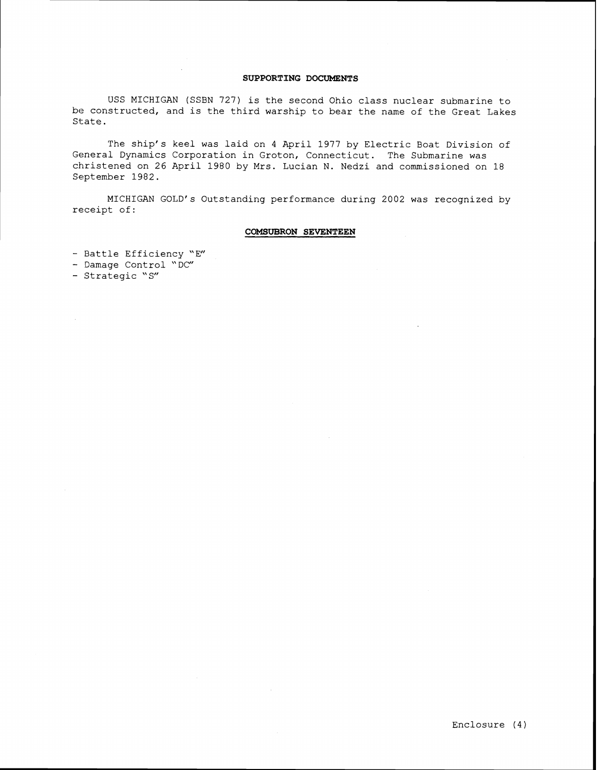**SUPPORTING DOCUMENTS**

USS MICHIGAN (SSBN 727) is the second Ohio class nuclear submarine to be constructed, and is the third warship to bear the name of the Great Lakes State.

The ship's keel was laid on 4 April 1977 by Electric Boat Division of General Dynamics Corporation in Groton, Connecticut. The Submarine was christened on 26 April 1980 by Mrs. Lucian N. Nedzi and commissioned on 18 September 1982.

MICHIGAN GOLD's Outstanding performance during 2002 was recognized by receipt of:

**COMSUBRON SEVENTEEN**

- Battle Efficiency "E"
- Damage Control "DC"
- Strategic "S"

Enclosure (4)